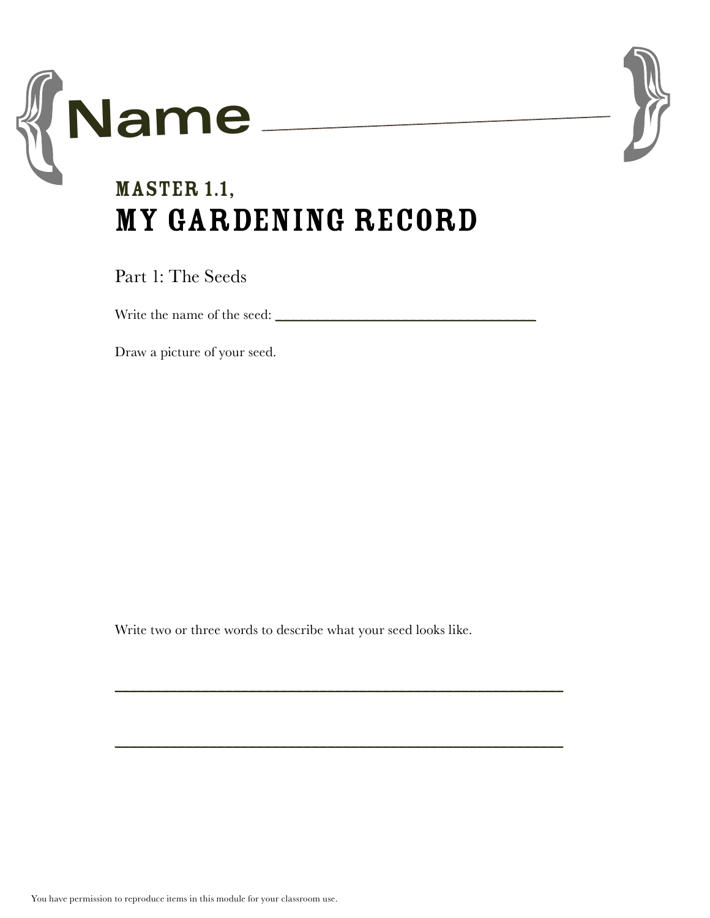Name ______________________________

## MASTER 1.1,
# MY GARDENING RECORD

Part 1: The Seeds

Write the name of the seed: ______________________________

Draw a picture of your seed.

Write two or three words to describe what your seed looks like.

______________________________________________________________

______________________________________________________________

You have permission to reproduce items in this module for your classroom use.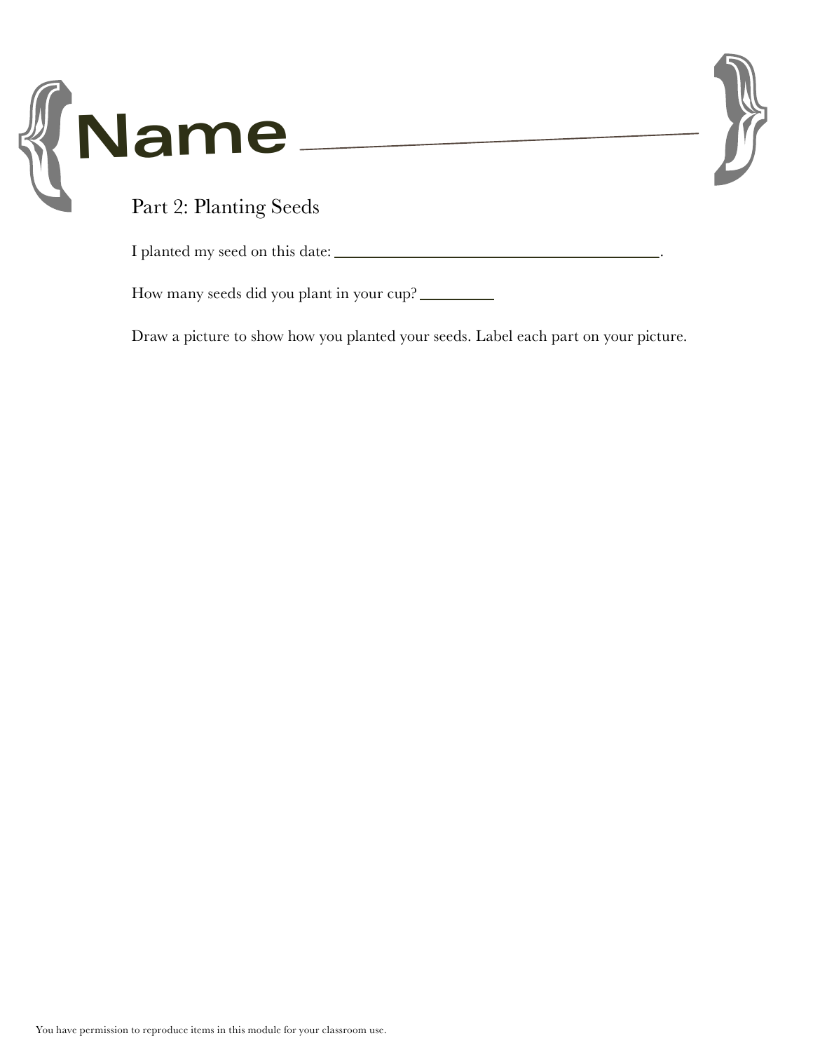# Name ______________________________

## Part 2: Planting Seeds

I planted my seed on this date: ________________________________________.

How many seeds did you plant in your cup? _________

Draw a picture to show how you planted your seeds. Label each part on your picture.

You have permission to reproduce items in this module for your classroom use.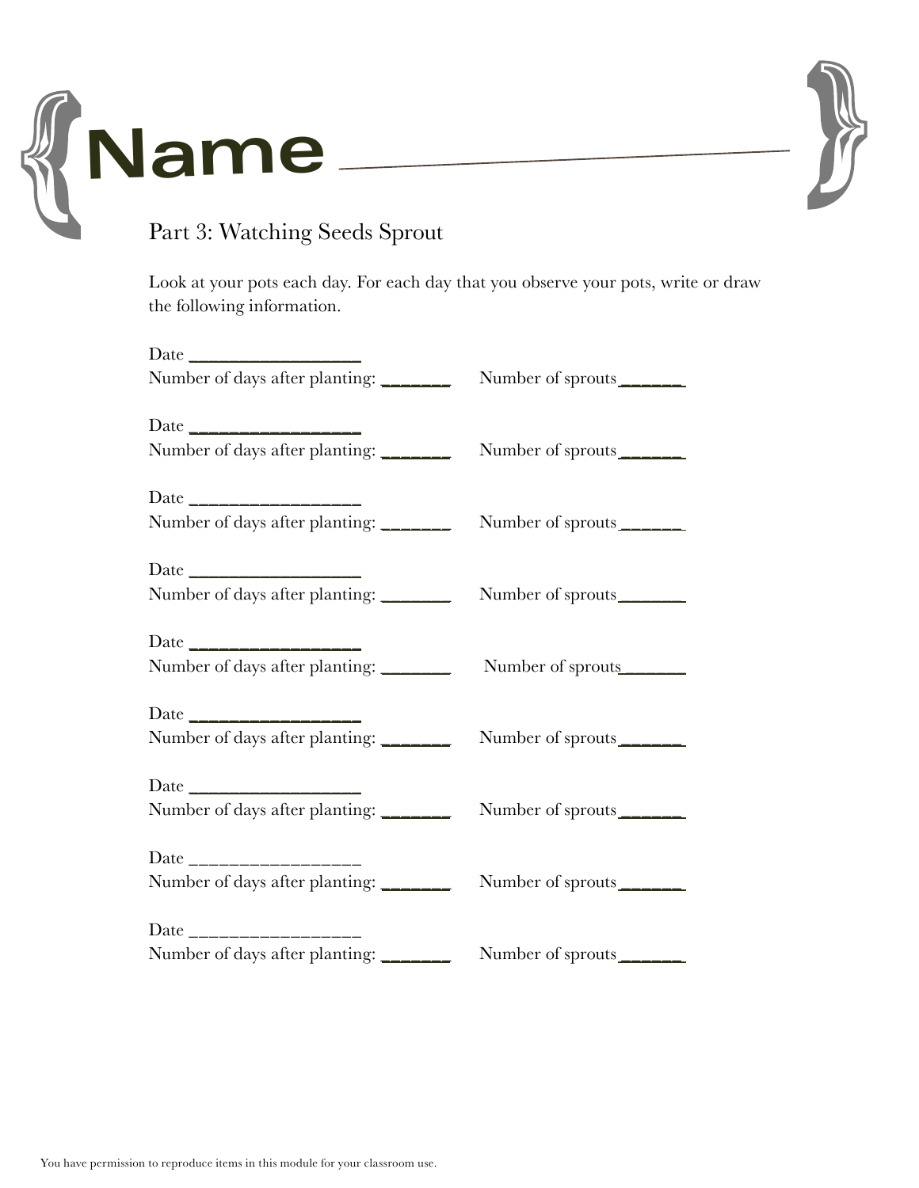# Name ______________________________

Part 3: Watching Seeds Sprout

Look at your pots each day. For each day that you observe your pots, write or draw the following information.

Date ________________
Number of days after planting: ______ Number of sprouts ______

Date ________________
Number of days after planting: ______ Number of sprouts ______

Date ________________
Number of days after planting: ______ Number of sprouts ______

Date ________________
Number of days after planting: ______ Number of sprouts ______

Date ________________
Number of days after planting: ______ Number of sprouts ______

Date ________________
Number of days after planting: ______ Number of sprouts ______

Date ________________
Number of days after planting: ______ Number of sprouts ______

Date ________________
Number of days after planting: ______ Number of sprouts ______

Date ________________
Number of days after planting: ______ Number of sprouts ______

You have permission to reproduce items in this module for your classroom use.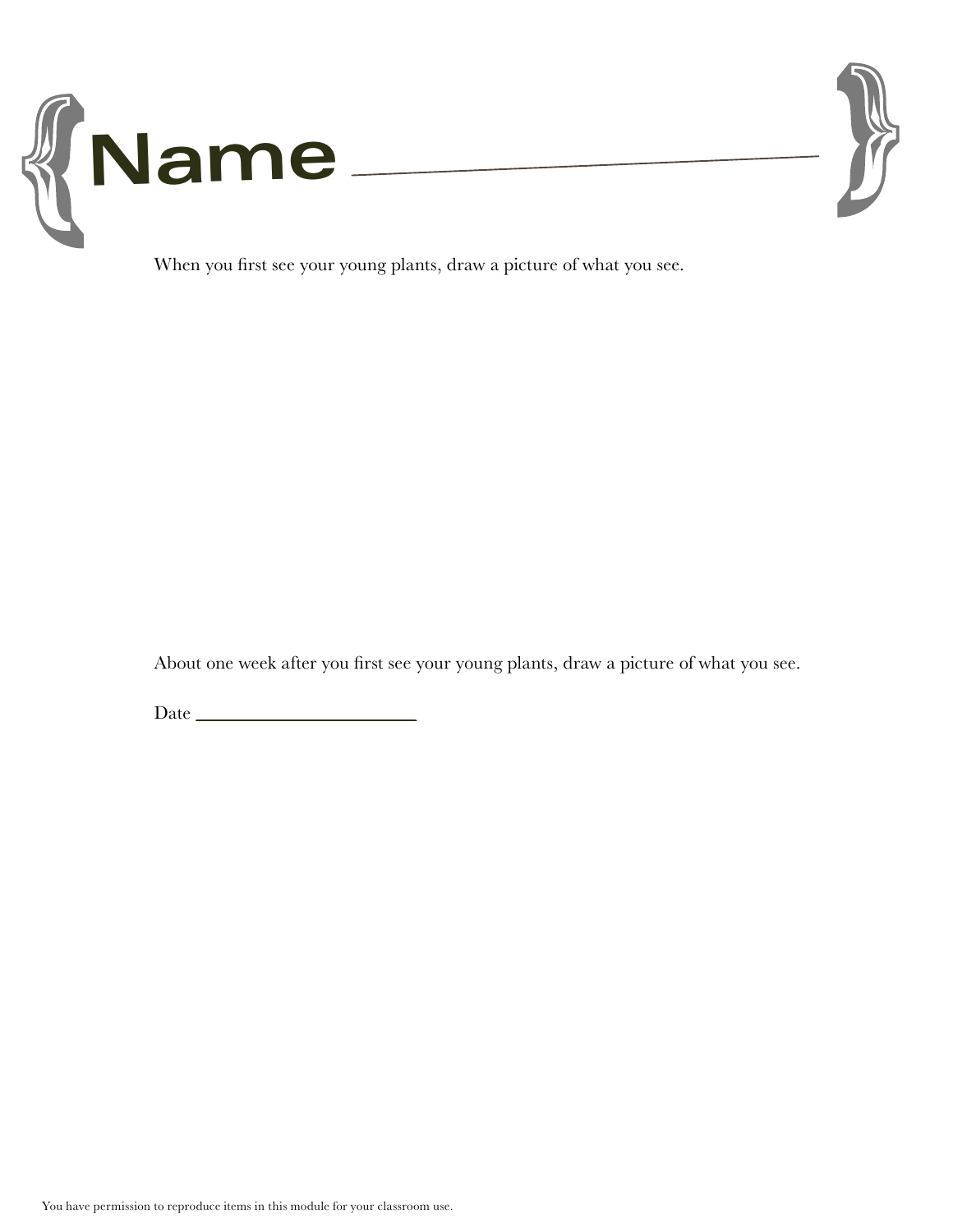Name ______________________________

When you first see your young plants, draw a picture of what you see.

About one week after you first see your young plants, draw a picture of what you see.

Date ______________________

You have permission to reproduce items in this module for your classroom use.